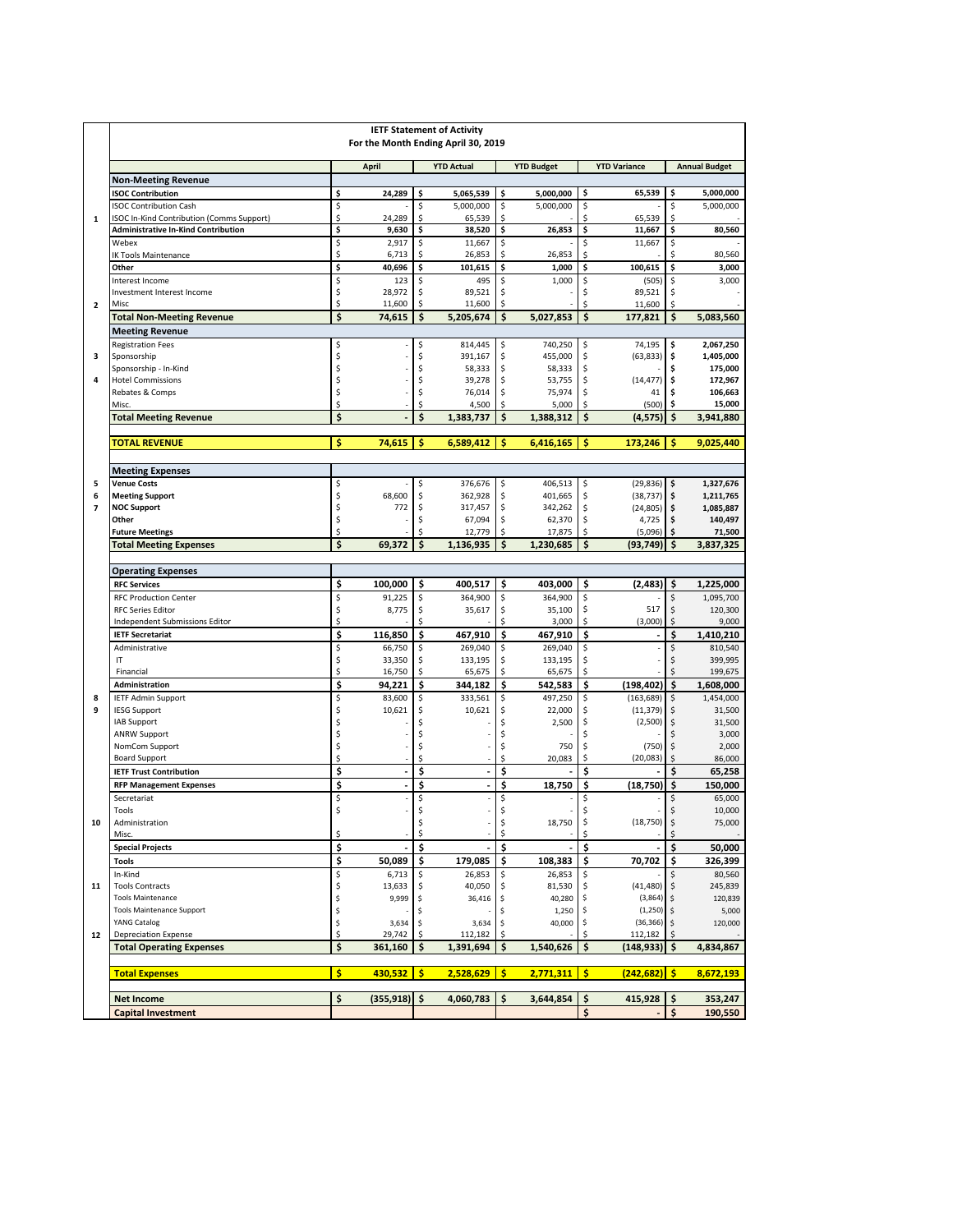**IETF Statement of Activity**

**For the Month Ending April 30, 2019**

| | | April | YTD Actual | YTD Budget | YTD Variance | Annual Budget |
|---|---|---|---|---|---|---|
| | **Non-Meeting Revenue** | | | | | |
| | **ISOC Contribution** | **$ 24,289** | **$ 5,065,539** | **$ 5,000,000** | **$ 65,539** | **$ 5,000,000** |
| | ISOC Contribution Cash | $ - | $ 5,000,000 | $ 5,000,000 | $ - | $ 5,000,000 |
| 1 | ISOC In-Kind Contribution (Comms Support) | $ 24,289 | $ 65,539 | $ - | $ 65,539 | $ - |
| | **Administrative In-Kind Contribution** | **$ 9,630** | **$ 38,520** | **$ 26,853** | **$ 11,667** | **$ 80,560** |
| | Webex | $ 2,917 | $ 11,667 | $ - | $ 11,667 | $ - |
| | IK Tools Maintenance | $ 6,713 | $ 26,853 | $ 26,853 | $ - | $ 80,560 |
| | **Other** | **$ 40,696** | **$ 101,615** | **$ 1,000** | **$ 100,615** | **$ 3,000** |
| | Interest Income | $ 123 | $ 495 | $ 1,000 | $ (505) | $ 3,000 |
| | Investment Interest Income | $ 28,972 | $ 89,521 | $ - | $ 89,521 | $ - |
| 2 | Misc | $ 11,600 | $ 11,600 | $ - | $ 11,600 | $ - |
| | **Total Non-Meeting Revenue** | **$ 74,615** | **$ 5,205,674** | **$ 5,027,853** | **$ 177,821** | **$ 5,083,560** |
| | **Meeting Revenue** | | | | | |
| | Registration Fees | $ - | $ 814,445 | $ 740,250 | $ 74,195 | **$ 2,067,250** |
| 3 | Sponsorship | $ - | $ 391,167 | $ 455,000 | $ (63,833) | **$ 1,405,000** |
| | Sponsorship - In-Kind | $ - | $ 58,333 | $ 58,333 | $ - | **$ 175,000** |
| 4 | Hotel Commissions | $ - | $ 39,278 | $ 53,755 | $ (14,477) | **$ 172,967** |
| | Rebates & Comps | $ - | $ 76,014 | $ 75,974 | $ 41 | **$ 106,663** |
| | Misc. | $ - | $ 4,500 | $ 5,000 | $ (500) | **$ 15,000** |
| | **Total Meeting Revenue** | **$ -** | **$ 1,383,737** | **$ 1,388,312** | **$ (4,575)** | **$ 3,941,880** |
| | **TOTAL REVENUE** | **$ 74,615** | **$ 6,589,412** | **$ 6,416,165** | **$ 173,246** | **$ 9,025,440** |
| | **Meeting Expenses** | | | | | |
| 5 | **Venue Costs** | $ - | $ 376,676 | $ 406,513 | $ (29,836) | **$ 1,327,676** |
| 6 | **Meeting Support** | $ 68,600 | $ 362,928 | $ 401,665 | $ (38,737) | **$ 1,211,765** |
| 7 | **NOC Support** | $ 772 | $ 317,457 | $ 342,262 | $ (24,805) | **$ 1,085,887** |
| | **Other** | $ - | $ 67,094 | $ 62,370 | $ 4,725 | **$ 140,497** |
| | **Future Meetings** | $ - | $ 12,779 | $ 17,875 | $ (5,096) | **$ 71,500** |
| | **Total Meeting Expenses** | **$ 69,372** | **$ 1,136,935** | **$ 1,230,685** | **$ (93,749)** | **$ 3,837,325** |
| | **Operating Expenses** | | | | | |
| | **RFC Services** | **$ 100,000** | **$ 400,517** | **$ 403,000** | **$ (2,483)** | **$ 1,225,000** |
| | RFC Production Center | $ 91,225 | $ 364,900 | $ 364,900 | $ - | $ 1,095,700 |
| | RFC Series Editor | $ 8,775 | $ 35,617 | $ 35,100 | $ 517 | $ 120,300 |
| | Independent Submissions Editor | $ - | $ - | $ 3,000 | $ (3,000) | $ 9,000 |
| | **IETF Secretariat** | **$ 116,850** | **$ 467,910** | **$ 467,910** | **$ -** | **$ 1,410,210** |
| | Administrative | $ 66,750 | $ 269,040 | $ 269,040 | $ - | $ 810,540 |
| | IT | $ 33,350 | $ 133,195 | $ 133,195 | $ - | $ 399,995 |
| | Financial | $ 16,750 | $ 65,675 | $ 65,675 | $ - | $ 199,675 |
| | **Administration** | **$ 94,221** | **$ 344,182** | **$ 542,583** | **$ (198,402)** | **$ 1,608,000** |
| 8 | IETF Admin Support | $ 83,600 | $ 333,561 | $ 497,250 | $ (163,689) | $ 1,454,000 |
| 9 | IESG Support | $ 10,621 | $ 10,621 | $ 22,000 | $ (11,379) | $ 31,500 |
| | IAB Support | $ - | $ - | $ 2,500 | $ (2,500) | $ 31,500 |
| | ANRW Support | $ - | $ - | $ - | $ - | $ 3,000 |
| | NomCom Support | $ - | $ - | $ 750 | $ (750) | $ 2,000 |
| | Board Support | $ - | $ - | $ 20,083 | $ (20,083) | $ 86,000 |
| | **IETF Trust Contribution** | **$ -** | **$ -** | **$ -** | **$ -** | **$ 65,258** |
| | **RFP Management Expenses** | **$ -** | **$ -** | **$ 18,750** | **$ (18,750)** | **$ 150,000** |
| | Secretariat | $ - | $ - | $ - | $ - | $ 65,000 |
| | Tools | $ - | $ - | $ - | $ - | $ 10,000 |
| 10 | Administration | | $ - | $ 18,750 | $ (18,750) | $ 75,000 |
| | Misc. | $ - | $ - | $ - | $ - | $ - |
| | **Special Projects** | **$ -** | **$ -** | **$ -** | **$ -** | **$ 50,000** |
| | **Tools** | **$ 50,089** | **$ 179,085** | **$ 108,383** | **$ 70,702** | **$ 326,399** |
| | In-Kind | $ 6,713 | $ 26,853 | $ 26,853 | $ - | $ 80,560 |
| 11 | Tools Contracts | $ 13,633 | $ 40,050 | $ 81,530 | $ (41,480) | $ 245,839 |
| | Tools Maintenance | $ 9,999 | $ 36,416 | $ 40,280 | $ (3,864) | $ 120,839 |
| | Tools Maintenance Support | $ - | $ - | $ 1,250 | $ (1,250) | $ 5,000 |
| | YANG Catalog | $ 3,634 | $ 3,634 | $ 40,000 | $ (36,366) | $ 120,000 |
| 12 | Depreciation Expense | $ 29,742 | $ 112,182 | $ - | $ 112,182 | $ - |
| | **Total Operating Expenses** | **$ 361,160** | **$ 1,391,694** | **$ 1,540,626** | **$ (148,933)** | **$ 4,834,867** |
| | **Total Expenses** | **$ 430,532** | **$ 2,528,629** | **$ 2,771,311** | **$ (242,682)** | **$ 8,672,193** |
| | **Net Income** | **$ (355,918)** | **$ 4,060,783** | **$ 3,644,854** | **$ 415,928** | **$ 353,247** |
| | **Capital Investment** | | | | **$ -** | **$ 190,550** |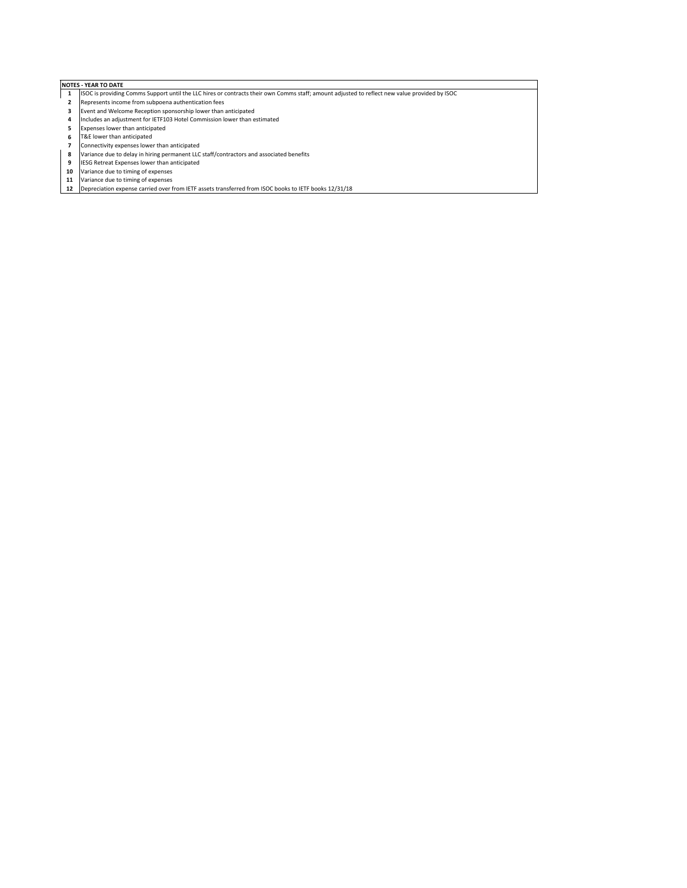| NOTES - YEAR TO DATE | |
|---|---|
| 1 | ISOC is providing Comms Support until the LLC hires or contracts their own Comms staff; amount adjusted to reflect new value provided by ISOC |
| 2 | Represents income from subpoena authentication fees |
| 3 | Event and Welcome Reception sponsorship lower than anticipated |
| 4 | Includes an adjustment for IETF103 Hotel Commission lower than estimated |
| 5 | Expenses lower than anticipated |
| 6 | T&E lower than anticipated |
| 7 | Connectivity expenses lower than anticipated |
| 8 | Variance due to delay in hiring permanent LLC staff/contractors and associated benefits |
| 9 | IESG Retreat Expenses lower than anticipated |
| 10 | Variance due to timing of expenses |
| 11 | Variance due to timing of expenses |
| 12 | Depreciation expense carried over from IETF assets transferred from ISOC books to IETF books 12/31/18 |